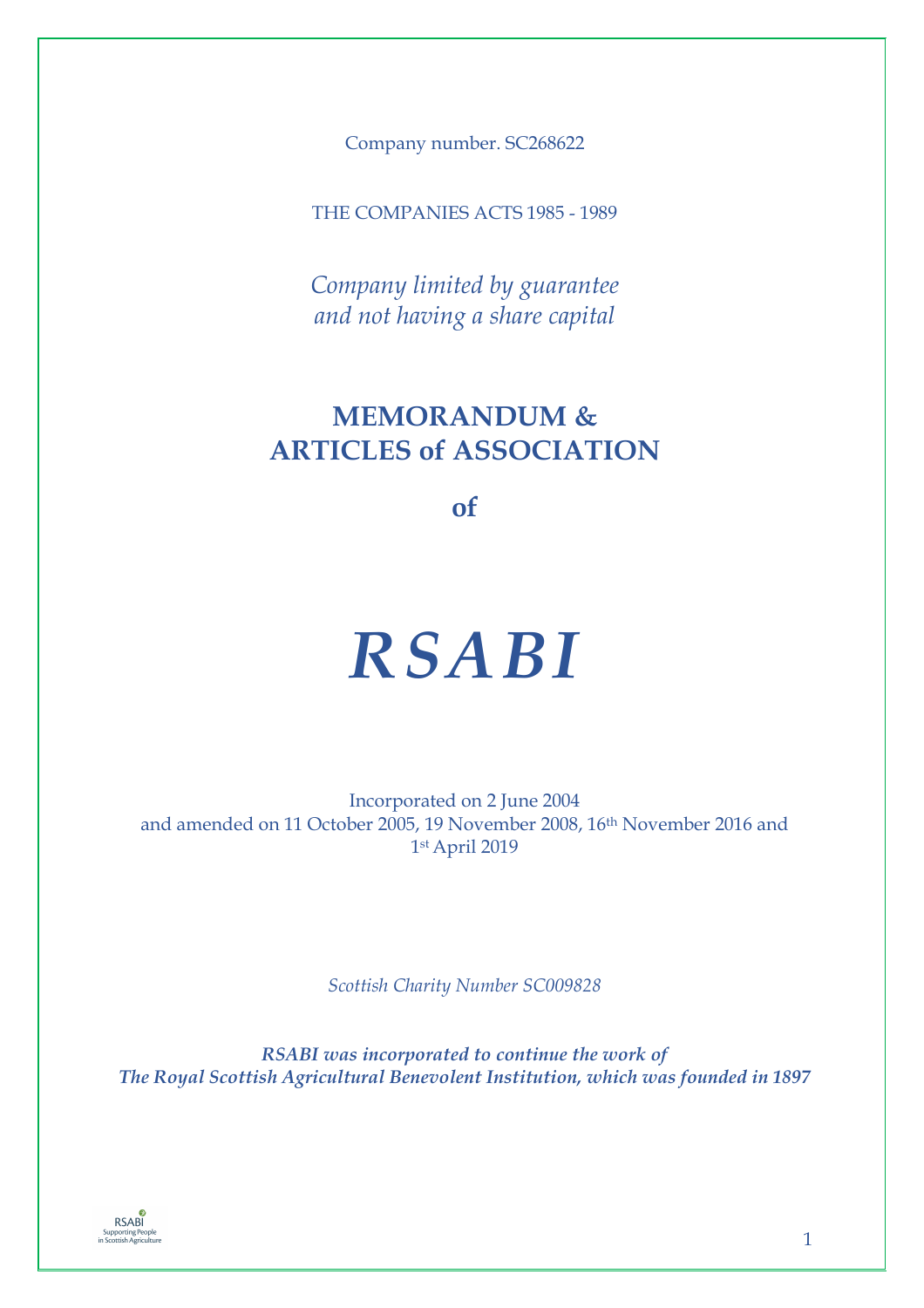Company number. SC268622

THE COMPANIES ACTS 1985 - 1989

*Company limited by guarantee*
*and not having a share capital*

# MEMORANDUM & ARTICLES of ASSOCIATION

**of**

# *RSABI*

Incorporated on 2 June 2004
and amended on 11 October 2005, 19 November 2008, 16th November 2016 and 1st April 2019

*Scottish Charity Number SC009828*

***RSABI was incorporated to continue the work of***
***The Royal Scottish Agricultural Benevolent Institution, which was founded in 1897***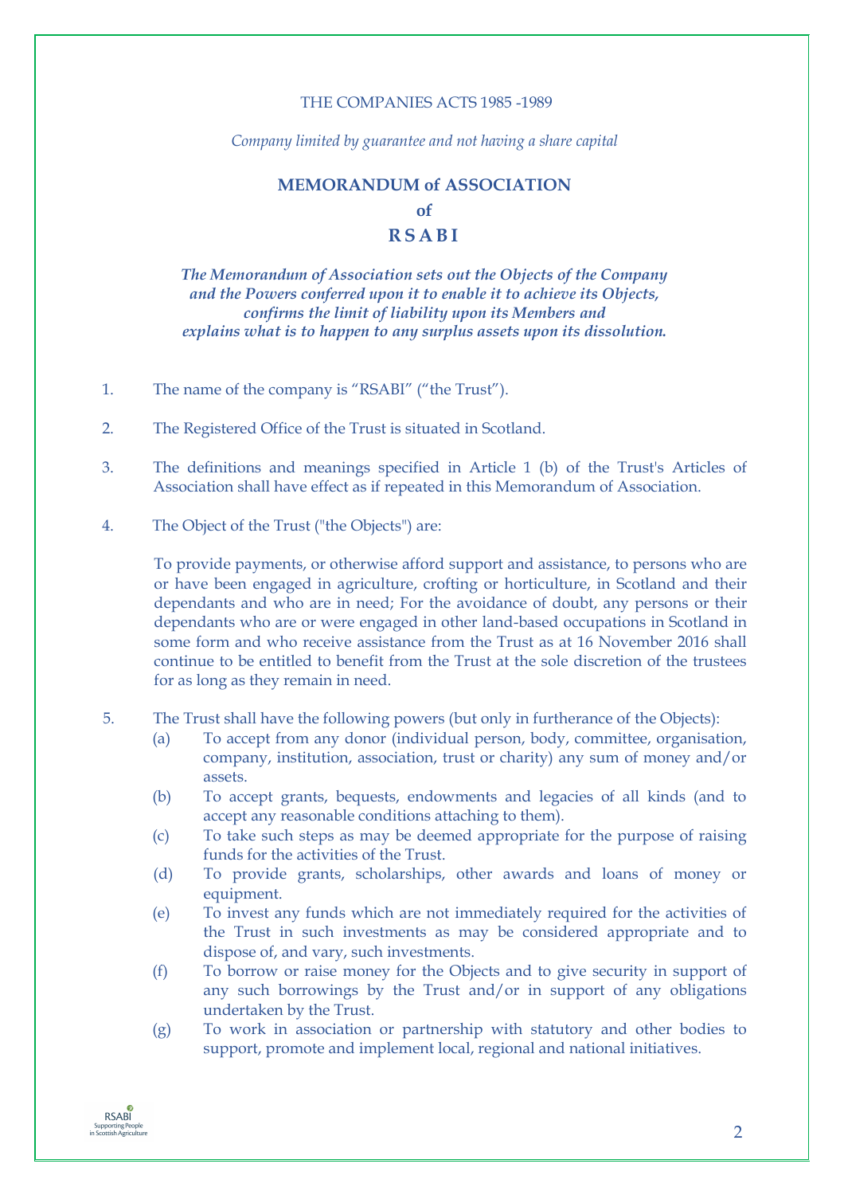THE COMPANIES ACTS 1985 -1989

*Company limited by guarantee and not having a share capital*

# MEMORANDUM of ASSOCIATION
# of
# R S A B I

***The Memorandum of Association sets out the Objects of the Company and the Powers conferred upon it to enable it to achieve its Objects, confirms the limit of liability upon its Members and explains what is to happen to any surplus assets upon its dissolution.***

1. The name of the company is "RSABI" ("the Trust").

2. The Registered Office of the Trust is situated in Scotland.

3. The definitions and meanings specified in Article 1 (b) of the Trust's Articles of Association shall have effect as if repeated in this Memorandum of Association.

4. The Object of the Trust ("the Objects") are:

   To provide payments, or otherwise afford support and assistance, to persons who are or have been engaged in agriculture, crofting or horticulture, in Scotland and their dependants and who are in need; For the avoidance of doubt, any persons or their dependants who are or were engaged in other land-based occupations in Scotland in some form and who receive assistance from the Trust as at 16 November 2016 shall continue to be entitled to benefit from the Trust at the sole discretion of the trustees for as long as they remain in need.

5. The Trust shall have the following powers (but only in furtherance of the Objects):
   (a) To accept from any donor (individual person, body, committee, organisation, company, institution, association, trust or charity) any sum of money and/or assets.
   (b) To accept grants, bequests, endowments and legacies of all kinds (and to accept any reasonable conditions attaching to them).
   (c) To take such steps as may be deemed appropriate for the purpose of raising funds for the activities of the Trust.
   (d) To provide grants, scholarships, other awards and loans of money or equipment.
   (e) To invest any funds which are not immediately required for the activities of the Trust in such investments as may be considered appropriate and to dispose of, and vary, such investments.
   (f) To borrow or raise money for the Objects and to give security in support of any such borrowings by the Trust and/or in support of any obligations undertaken by the Trust.
   (g) To work in association or partnership with statutory and other bodies to support, promote and implement local, regional and national initiatives.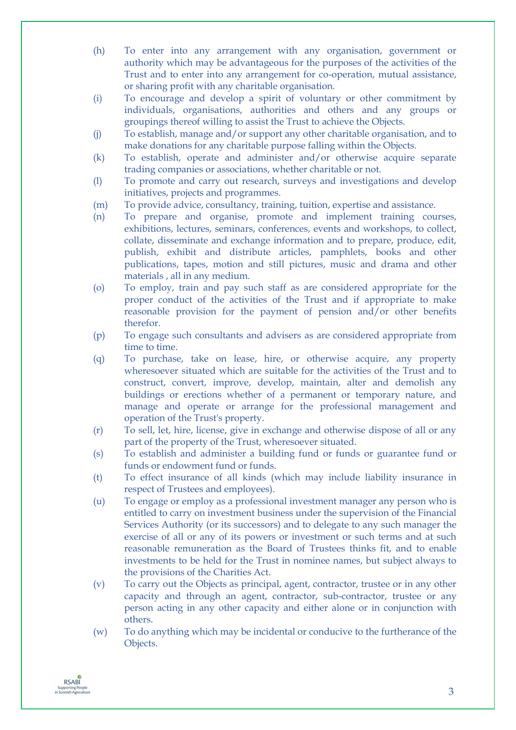(h) To enter into any arrangement with any organisation, government or authority which may be advantageous for the purposes of the activities of the Trust and to enter into any arrangement for co-operation, mutual assistance, or sharing profit with any charitable organisation.

(i) To encourage and develop a spirit of voluntary or other commitment by individuals, organisations, authorities and others and any groups or groupings thereof willing to assist the Trust to achieve the Objects.

(j) To establish, manage and/or support any other charitable organisation, and to make donations for any charitable purpose falling within the Objects.

(k) To establish, operate and administer and/or otherwise acquire separate trading companies or associations, whether charitable or not.

(l) To promote and carry out research, surveys and investigations and develop initiatives, projects and programmes.

(m) To provide advice, consultancy, training, tuition, expertise and assistance.

(n) To prepare and organise, promote and implement training courses, exhibitions, lectures, seminars, conferences, events and workshops, to collect, collate, disseminate and exchange information and to prepare, produce, edit, publish, exhibit and distribute articles, pamphlets, books and other publications, tapes, motion and still pictures, music and drama and other materials , all in any medium.

(o) To employ, train and pay such staff as are considered appropriate for the proper conduct of the activities of the Trust and if appropriate to make reasonable provision for the payment of pension and/or other benefits therefor.

(p) To engage such consultants and advisers as are considered appropriate from time to time.

(q) To purchase, take on lease, hire, or otherwise acquire, any property wheresoever situated which are suitable for the activities of the Trust and to construct, convert, improve, develop, maintain, alter and demolish any buildings or erections whether of a permanent or temporary nature, and manage and operate or arrange for the professional management and operation of the Trust's property.

(r) To sell, let, hire, license, give in exchange and otherwise dispose of all or any part of the property of the Trust, wheresoever situated.

(s) To establish and administer a building fund or funds or guarantee fund or funds or endowment fund or funds.

(t) To effect insurance of all kinds (which may include liability insurance in respect of Trustees and employees).

(u) To engage or employ as a professional investment manager any person who is entitled to carry on investment business under the supervision of the Financial Services Authority (or its successors) and to delegate to any such manager the exercise of all or any of its powers or investment or such terms and at such reasonable remuneration as the Board of Trustees thinks fit, and to enable investments to be held for the Trust in nominee names, but subject always to the provisions of the Charities Act.

(v) To carry out the Objects as principal, agent, contractor, trustee or in any other capacity and through an agent, contractor, sub-contractor, trustee or any person acting in any other capacity and either alone or in conjunction with others.

(w) To do anything which may be incidental or conducive to the furtherance of the Objects.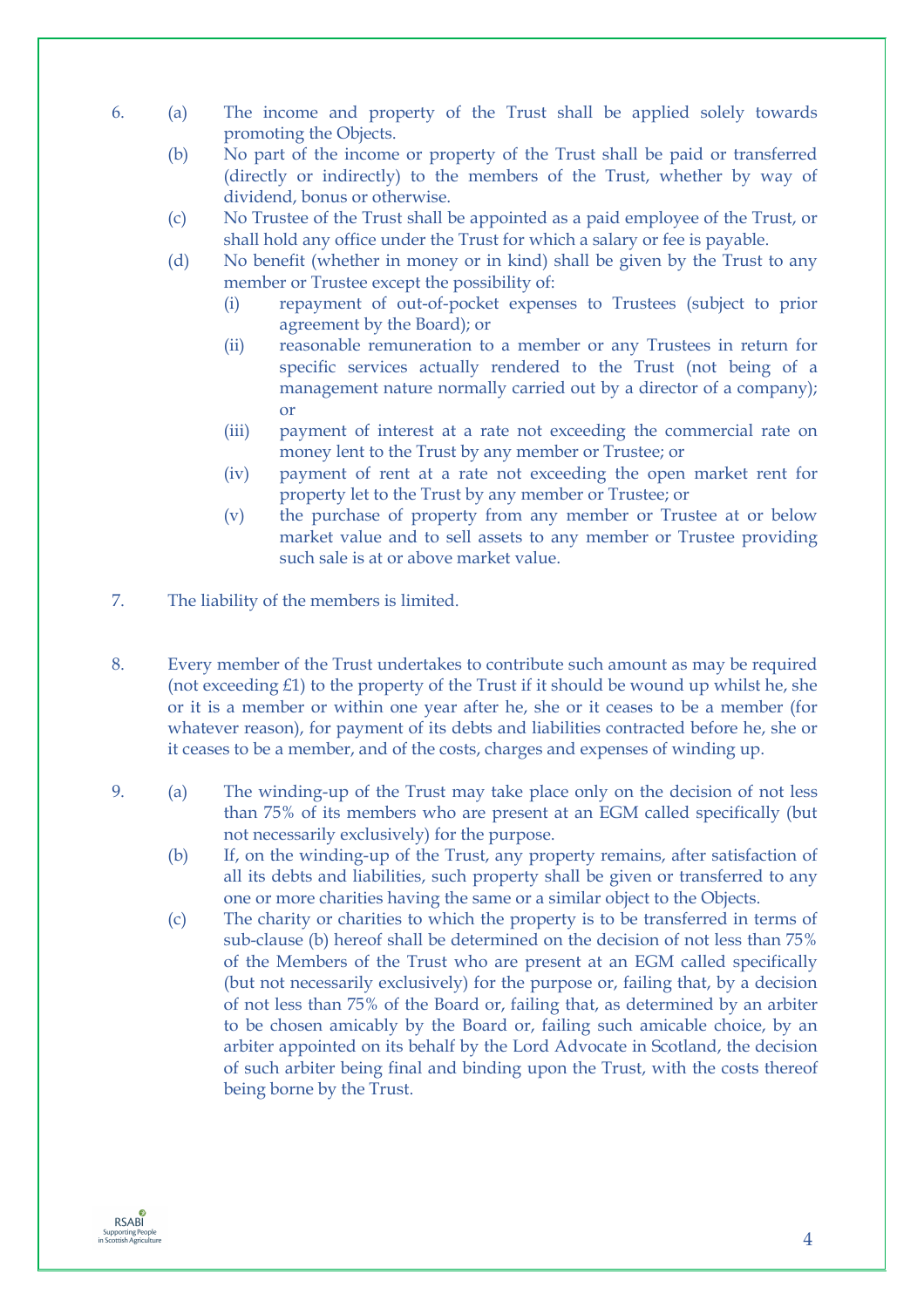6. (a) The income and property of the Trust shall be applied solely towards promoting the Objects.
   (b) No part of the income or property of the Trust shall be paid or transferred (directly or indirectly) to the members of the Trust, whether by way of dividend, bonus or otherwise.
   (c) No Trustee of the Trust shall be appointed as a paid employee of the Trust, or shall hold any office under the Trust for which a salary or fee is payable.
   (d) No benefit (whether in money or in kind) shall be given by the Trust to any member or Trustee except the possibility of:
      (i) repayment of out-of-pocket expenses to Trustees (subject to prior agreement by the Board); or
      (ii) reasonable remuneration to a member or any Trustees in return for specific services actually rendered to the Trust (not being of a management nature normally carried out by a director of a company); or
      (iii) payment of interest at a rate not exceeding the commercial rate on money lent to the Trust by any member or Trustee; or
      (iv) payment of rent at a rate not exceeding the open market rent for property let to the Trust by any member or Trustee; or
      (v) the purchase of property from any member or Trustee at or below market value and to sell assets to any member or Trustee providing such sale is at or above market value.

7. The liability of the members is limited.

8. Every member of the Trust undertakes to contribute such amount as may be required (not exceeding £1) to the property of the Trust if it should be wound up whilst he, she or it is a member or within one year after he, she or it ceases to be a member (for whatever reason), for payment of its debts and liabilities contracted before he, she or it ceases to be a member, and of the costs, charges and expenses of winding up.

9. (a) The winding-up of the Trust may take place only on the decision of not less than 75% of its members who are present at an EGM called specifically (but not necessarily exclusively) for the purpose.
   (b) If, on the winding-up of the Trust, any property remains, after satisfaction of all its debts and liabilities, such property shall be given or transferred to any one or more charities having the same or a similar object to the Objects.
   (c) The charity or charities to which the property is to be transferred in terms of sub-clause (b) hereof shall be determined on the decision of not less than 75% of the Members of the Trust who are present at an EGM called specifically (but not necessarily exclusively) for the purpose or, failing that, by a decision of not less than 75% of the Board or, failing that, as determined by an arbiter to be chosen amicably by the Board or, failing such amicable choice, by an arbiter appointed on its behalf by the Lord Advocate in Scotland, the decision of such arbiter being final and binding upon the Trust, with the costs thereof being borne by the Trust.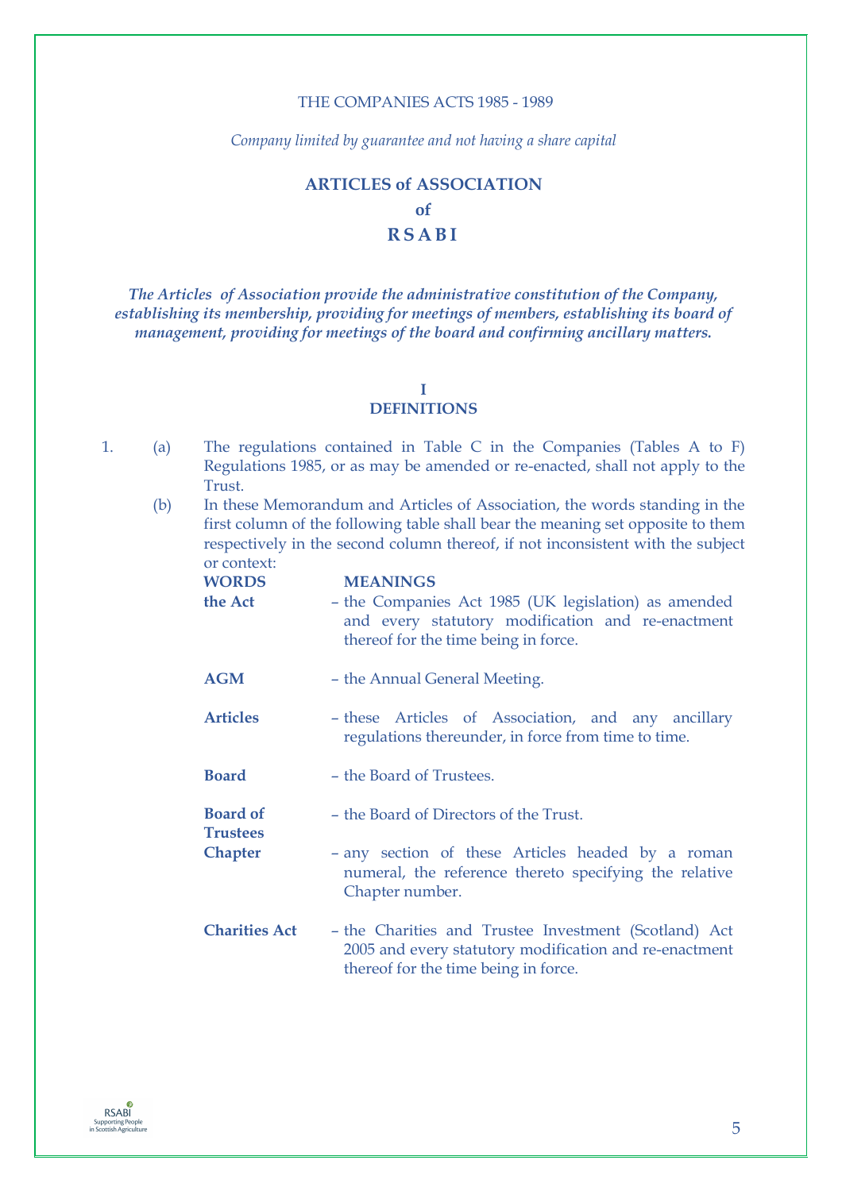THE COMPANIES ACTS 1985 - 1989

*Company limited by guarantee and not having a share capital*

# ARTICLES of ASSOCIATION
# of
# R S A B I

***The Articles of Association provide the administrative constitution of the Company, establishing its membership, providing for meetings of members, establishing its board of management, providing for meetings of the board and confirming ancillary matters.***

## I
## DEFINITIONS

1. (a) The regulations contained in Table C in the Companies (Tables A to F) Regulations 1985, or as may be amended or re-enacted, shall not apply to the Trust.

   (b) In these Memorandum and Articles of Association, the words standing in the first column of the following table shall bear the meaning set opposite to them respectively in the second column thereof, if not inconsistent with the subject or context:

| WORDS | MEANINGS |
|---|---|
| **the Act** | – the Companies Act 1985 (UK legislation) as amended and every statutory modification and re-enactment thereof for the time being in force. |
| **AGM** | – the Annual General Meeting. |
| **Articles** | – these Articles of Association, and any ancillary regulations thereunder, in force from time to time. |
| **Board** | – the Board of Trustees. |
| **Board of Trustees** | – the Board of Directors of the Trust. |
| **Chapter** | – any section of these Articles headed by a roman numeral, the reference thereto specifying the relative Chapter number. |
| **Charities Act** | – the Charities and Trustee Investment (Scotland) Act 2005 and every statutory modification and re-enactment thereof for the time being in force. |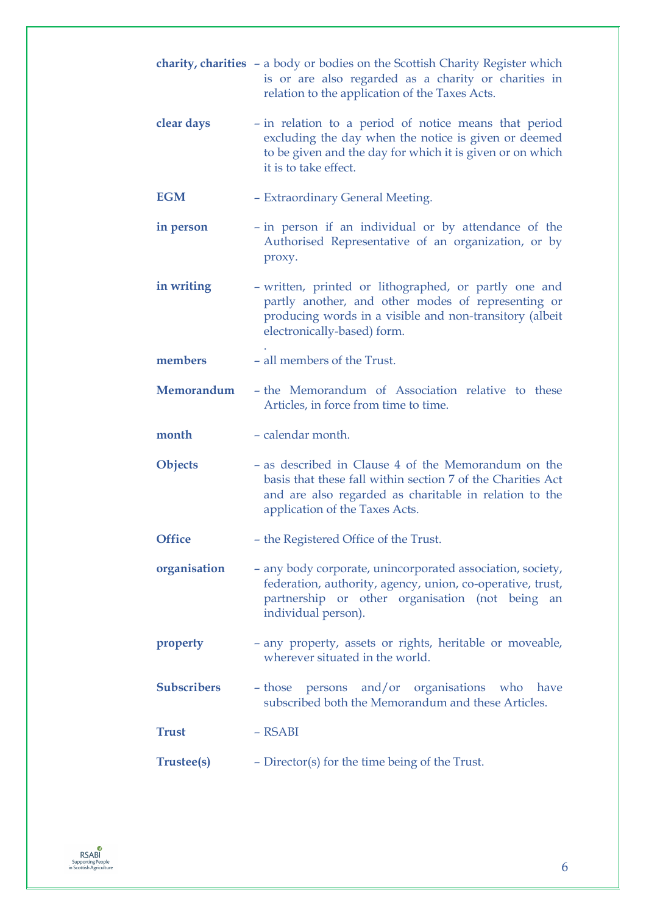**charity, charities** – a body or bodies on the Scottish Charity Register which is or are also regarded as a charity or charities in relation to the application of the Taxes Acts.

**clear days** – in relation to a period of notice means that period excluding the day when the notice is given or deemed to be given and the day for which it is given or on which it is to take effect.

**EGM** – Extraordinary General Meeting.

**in person** – in person if an individual or by attendance of the Authorised Representative of an organization, or by proxy.

**in writing** – written, printed or lithographed, or partly one and partly another, and other modes of representing or producing words in a visible and non-transitory (albeit electronically-based) form.

**members** – all members of the Trust.

**Memorandum** – the Memorandum of Association relative to these Articles, in force from time to time.

**month** – calendar month.

**Objects** – as described in Clause 4 of the Memorandum on the basis that these fall within section 7 of the Charities Act and are also regarded as charitable in relation to the application of the Taxes Acts.

**Office** – the Registered Office of the Trust.

**organisation** – any body corporate, unincorporated association, society, federation, authority, agency, union, co-operative, trust, partnership or other organisation (not being an individual person).

**property** – any property, assets or rights, heritable or moveable, wherever situated in the world.

**Subscribers** – those persons and/or organisations who have subscribed both the Memorandum and these Articles.

**Trust** – RSABI

**Trustee(s)** – Director(s) for the time being of the Trust.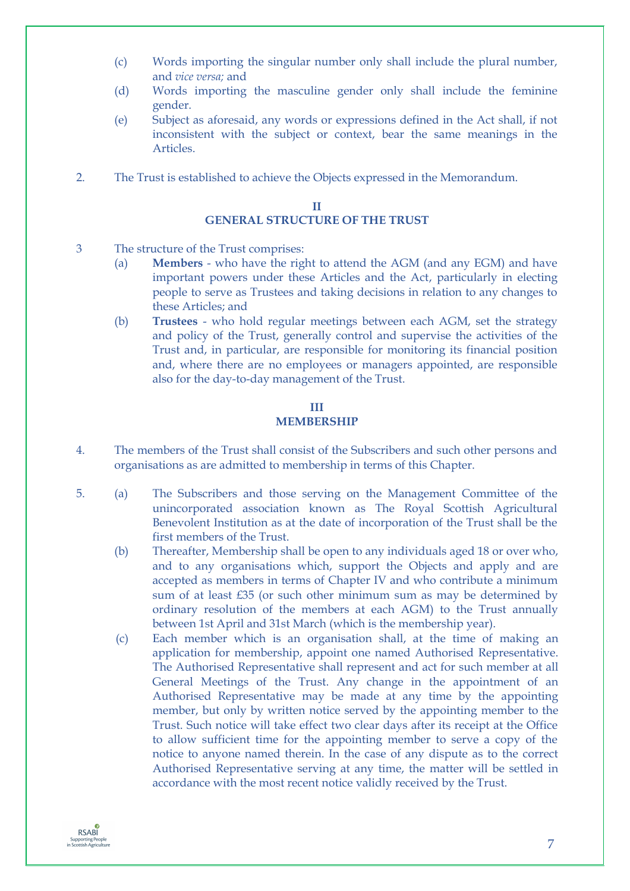(c) Words importing the singular number only shall include the plural number, and *vice versa;* and

(d) Words importing the masculine gender only shall include the feminine gender.

(e) Subject as aforesaid, any words or expressions defined in the Act shall, if not inconsistent with the subject or context, bear the same meanings in the Articles.

2. The Trust is established to achieve the Objects expressed in the Memorandum.

## II
## GENERAL STRUCTURE OF THE TRUST

3 The structure of the Trust comprises:

(a) **Members** - who have the right to attend the AGM (and any EGM) and have important powers under these Articles and the Act, particularly in electing people to serve as Trustees and taking decisions in relation to any changes to these Articles; and

(b) **Trustees** - who hold regular meetings between each AGM, set the strategy and policy of the Trust, generally control and supervise the activities of the Trust and, in particular, are responsible for monitoring its financial position and, where there are no employees or managers appointed, are responsible also for the day-to-day management of the Trust.

## III
## MEMBERSHIP

4. The members of the Trust shall consist of the Subscribers and such other persons and organisations as are admitted to membership in terms of this Chapter.

5. (a) The Subscribers and those serving on the Management Committee of the unincorporated association known as The Royal Scottish Agricultural Benevolent Institution as at the date of incorporation of the Trust shall be the first members of the Trust.

(b) Thereafter, Membership shall be open to any individuals aged 18 or over who, and to any organisations which, support the Objects and apply and are accepted as members in terms of Chapter IV and who contribute a minimum sum of at least £35 (or such other minimum sum as may be determined by ordinary resolution of the members at each AGM) to the Trust annually between 1st April and 31st March (which is the membership year).

(c) Each member which is an organisation shall, at the time of making an application for membership, appoint one named Authorised Representative. The Authorised Representative shall represent and act for such member at all General Meetings of the Trust. Any change in the appointment of an Authorised Representative may be made at any time by the appointing member, but only by written notice served by the appointing member to the Trust. Such notice will take effect two clear days after its receipt at the Office to allow sufficient time for the appointing member to serve a copy of the notice to anyone named therein. In the case of any dispute as to the correct Authorised Representative serving at any time, the matter will be settled in accordance with the most recent notice validly received by the Trust.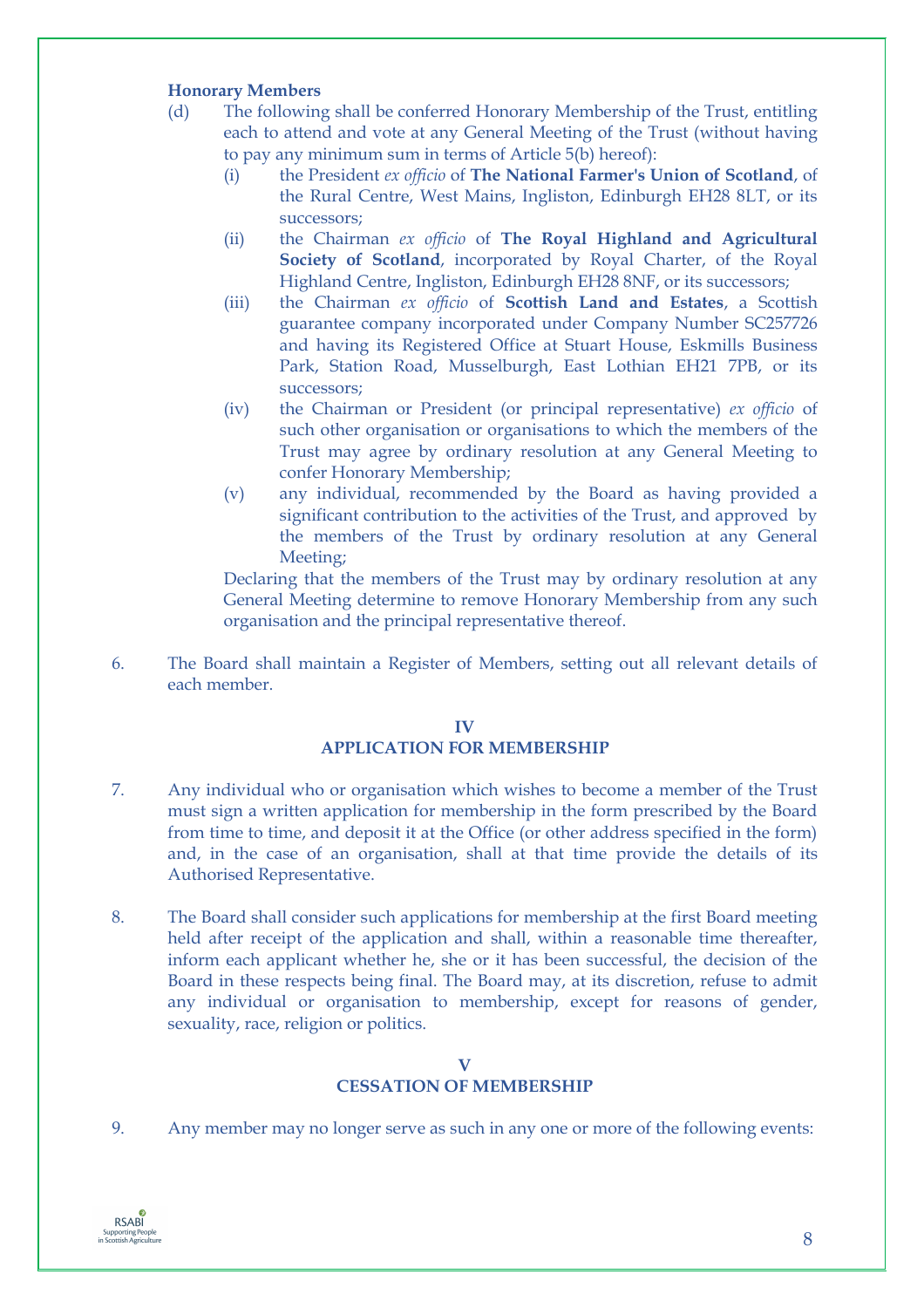**Honorary Members**

(d) The following shall be conferred Honorary Membership of the Trust, entitling each to attend and vote at any General Meeting of the Trust (without having to pay any minimum sum in terms of Article 5(b) hereof):

   (i) the President *ex officio* of **The National Farmer's Union of Scotland**, of the Rural Centre, West Mains, Ingliston, Edinburgh EH28 8LT, or its successors;

   (ii) the Chairman *ex officio* of **The Royal Highland and Agricultural Society of Scotland**, incorporated by Royal Charter, of the Royal Highland Centre, Ingliston, Edinburgh EH28 8NF, or its successors;

   (iii) the Chairman *ex officio* of **Scottish Land and Estates**, a Scottish guarantee company incorporated under Company Number SC257726 and having its Registered Office at Stuart House, Eskmills Business Park, Station Road, Musselburgh, East Lothian EH21 7PB, or its successors;

   (iv) the Chairman or President (or principal representative) *ex officio* of such other organisation or organisations to which the members of the Trust may agree by ordinary resolution at any General Meeting to confer Honorary Membership;

   (v) any individual, recommended by the Board as having provided a significant contribution to the activities of the Trust, and approved by the members of the Trust by ordinary resolution at any General Meeting;

   Declaring that the members of the Trust may by ordinary resolution at any General Meeting determine to remove Honorary Membership from any such organisation and the principal representative thereof.

6. The Board shall maintain a Register of Members, setting out all relevant details of each member.

## IV
## APPLICATION FOR MEMBERSHIP

7. Any individual who or organisation which wishes to become a member of the Trust must sign a written application for membership in the form prescribed by the Board from time to time, and deposit it at the Office (or other address specified in the form) and, in the case of an organisation, shall at that time provide the details of its Authorised Representative.

8. The Board shall consider such applications for membership at the first Board meeting held after receipt of the application and shall, within a reasonable time thereafter, inform each applicant whether he, she or it has been successful, the decision of the Board in these respects being final. The Board may, at its discretion, refuse to admit any individual or organisation to membership, except for reasons of gender, sexuality, race, religion or politics.

## V
## CESSATION OF MEMBERSHIP

9. Any member may no longer serve as such in any one or more of the following events: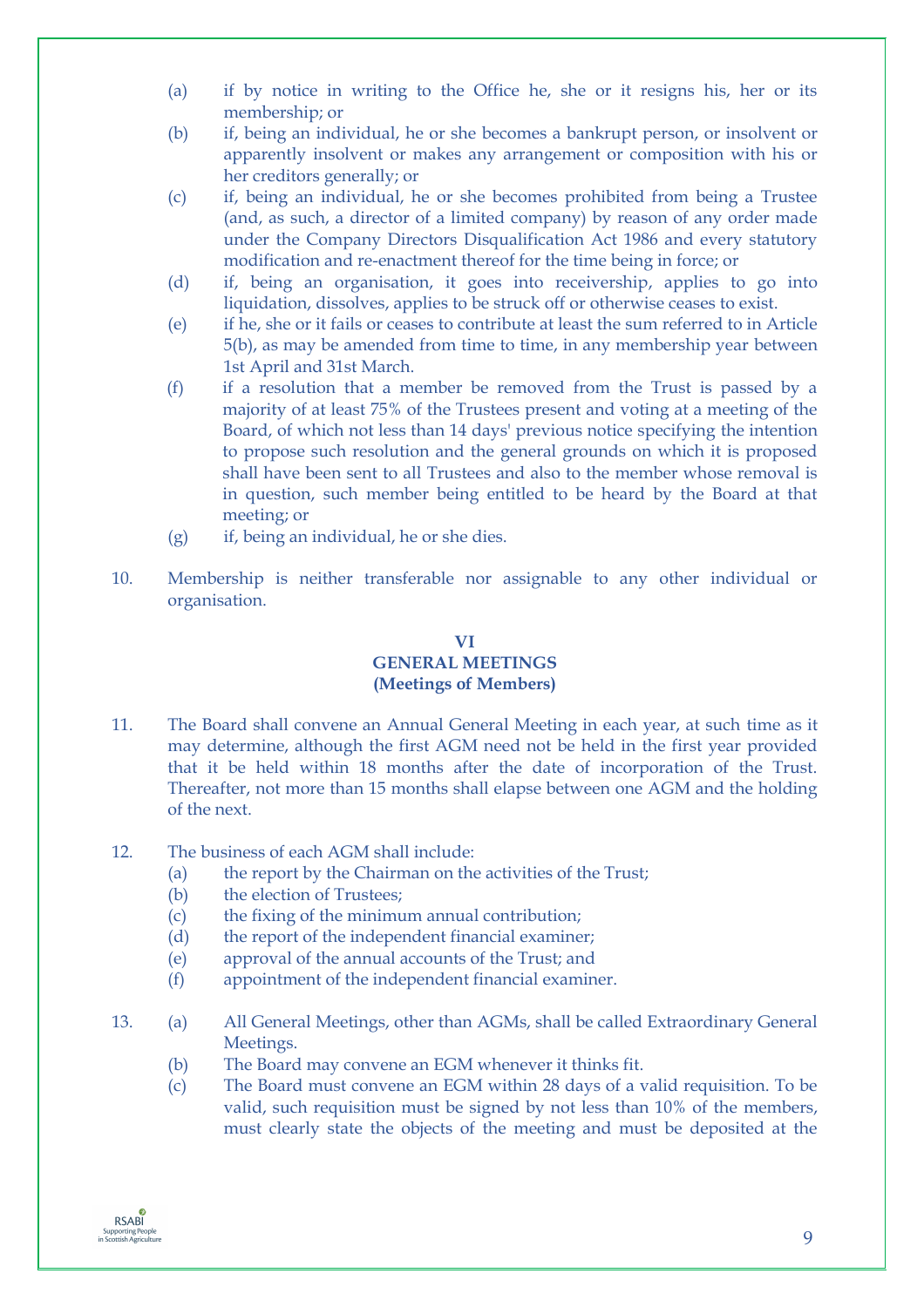(a) if by notice in writing to the Office he, she or it resigns his, her or its membership; or

(b) if, being an individual, he or she becomes a bankrupt person, or insolvent or apparently insolvent or makes any arrangement or composition with his or her creditors generally; or

(c) if, being an individual, he or she becomes prohibited from being a Trustee (and, as such, a director of a limited company) by reason of any order made under the Company Directors Disqualification Act 1986 and every statutory modification and re-enactment thereof for the time being in force; or

(d) if, being an organisation, it goes into receivership, applies to go into liquidation, dissolves, applies to be struck off or otherwise ceases to exist.

(e) if he, she or it fails or ceases to contribute at least the sum referred to in Article 5(b), as may be amended from time to time, in any membership year between 1st April and 31st March.

(f) if a resolution that a member be removed from the Trust is passed by a majority of at least 75% of the Trustees present and voting at a meeting of the Board, of which not less than 14 days' previous notice specifying the intention to propose such resolution and the general grounds on which it is proposed shall have been sent to all Trustees and also to the member whose removal is in question, such member being entitled to be heard by the Board at that meeting; or

(g) if, being an individual, he or she dies.

10. Membership is neither transferable nor assignable to any other individual or organisation.

## VI
## GENERAL MEETINGS
## (Meetings of Members)

11. The Board shall convene an Annual General Meeting in each year, at such time as it may determine, although the first AGM need not be held in the first year provided that it be held within 18 months after the date of incorporation of the Trust. Thereafter, not more than 15 months shall elapse between one AGM and the holding of the next.

12. The business of each AGM shall include:
    (a) the report by the Chairman on the activities of the Trust;
    (b) the election of Trustees;
    (c) the fixing of the minimum annual contribution;
    (d) the report of the independent financial examiner;
    (e) approval of the annual accounts of the Trust; and
    (f) appointment of the independent financial examiner.

13. (a) All General Meetings, other than AGMs, shall be called Extraordinary General Meetings.
    (b) The Board may convene an EGM whenever it thinks fit.
    (c) The Board must convene an EGM within 28 days of a valid requisition. To be valid, such requisition must be signed by not less than 10% of the members, must clearly state the objects of the meeting and must be deposited at the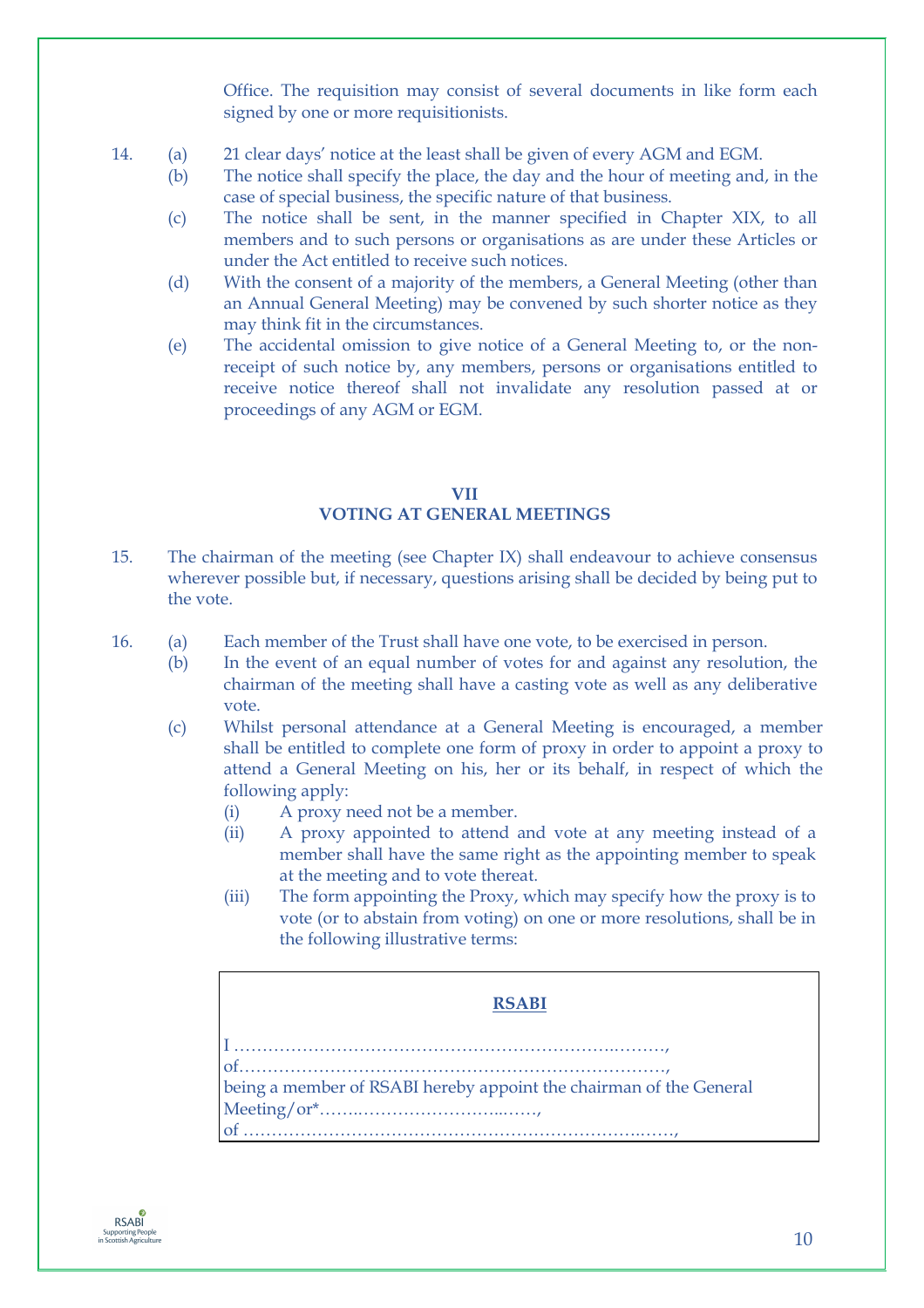Office. The requisition may consist of several documents in like form each signed by one or more requisitionists.

14. (a) 21 clear days' notice at the least shall be given of every AGM and EGM.
    (b) The notice shall specify the place, the day and the hour of meeting and, in the case of special business, the specific nature of that business.
    (c) The notice shall be sent, in the manner specified in Chapter XIX, to all members and to such persons or organisations as are under these Articles or under the Act entitled to receive such notices.
    (d) With the consent of a majority of the members, a General Meeting (other than an Annual General Meeting) may be convened by such shorter notice as they may think fit in the circumstances.
    (e) The accidental omission to give notice of a General Meeting to, or the non-receipt of such notice by, any members, persons or organisations entitled to receive notice thereof shall not invalidate any resolution passed at or proceedings of any AGM or EGM.

## VII
## VOTING AT GENERAL MEETINGS

15. The chairman of the meeting (see Chapter IX) shall endeavour to achieve consensus wherever possible but, if necessary, questions arising shall be decided by being put to the vote.

16. (a) Each member of the Trust shall have one vote, to be exercised in person.
    (b) In the event of an equal number of votes for and against any resolution, the chairman of the meeting shall have a casting vote as well as any deliberative vote.
    (c) Whilst personal attendance at a General Meeting is encouraged, a member shall be entitled to complete one form of proxy in order to appoint a proxy to attend a General Meeting on his, her or its behalf, in respect of which the following apply:
        (i) A proxy need not be a member.
        (ii) A proxy appointed to attend and vote at any meeting instead of a member shall have the same right as the appointing member to speak at the meeting and to vote thereat.
        (iii) The form appointing the Proxy, which may specify how the proxy is to vote (or to abstain from voting) on one or more resolutions, shall be in the following illustrative terms:

> **RSABI**
>
> I ………………………………………………………………..………,
> of…………………………………………………………………….,
> being a member of RSABI hereby appoint the chairman of the General Meeting/or*……..…………………...……,
> of …………………………………………………………………..……,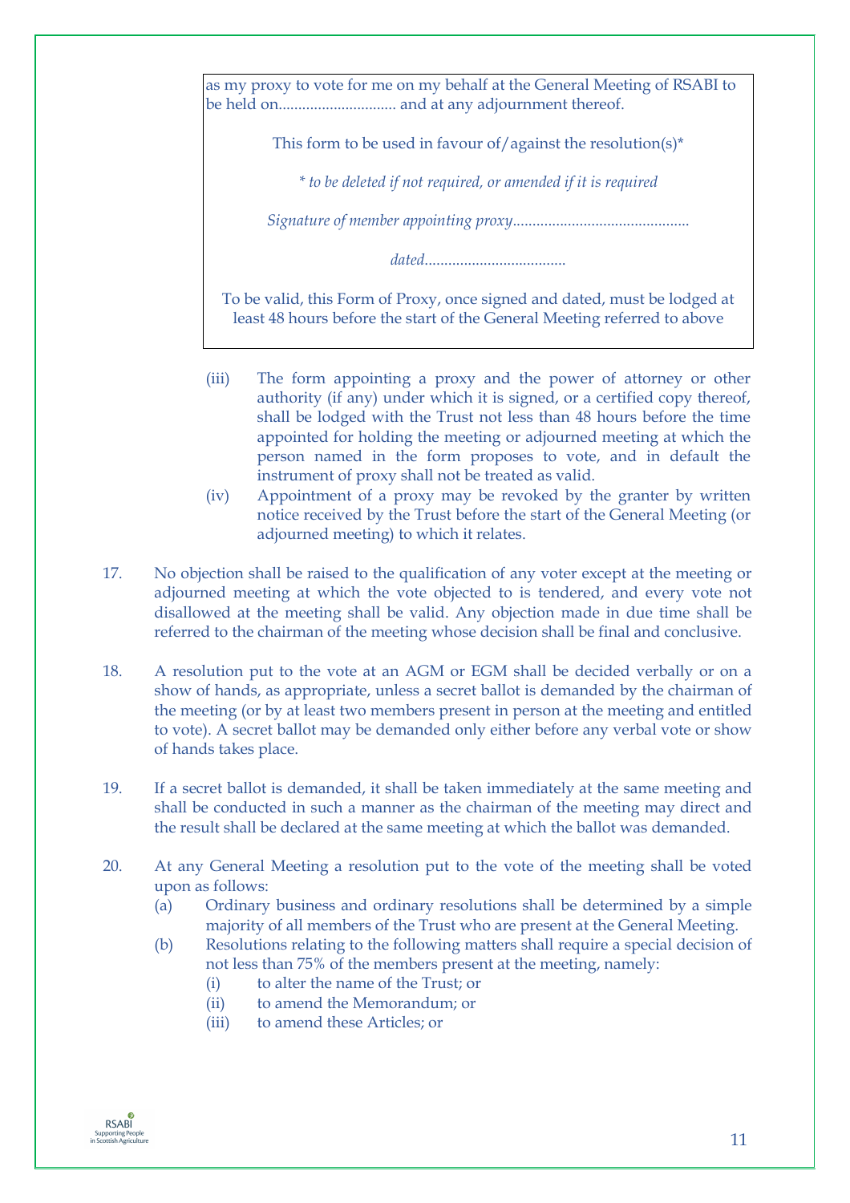as my proxy to vote for me on my behalf at the General Meeting of RSABI to be held on.............................. and at any adjournment thereof.

This form to be used in favour of/against the resolution(s)*

*\* to be deleted if not required, or amended if it is required*

*Signature of member appointing proxy*............................................

*dated*....................................

To be valid, this Form of Proxy, once signed and dated, must be lodged at least 48 hours before the start of the General Meeting referred to above

(iii) The form appointing a proxy and the power of attorney or other authority (if any) under which it is signed, or a certified copy thereof, shall be lodged with the Trust not less than 48 hours before the time appointed for holding the meeting or adjourned meeting at which the person named in the form proposes to vote, and in default the instrument of proxy shall not be treated as valid.

(iv) Appointment of a proxy may be revoked by the granter by written notice received by the Trust before the start of the General Meeting (or adjourned meeting) to which it relates.

17. No objection shall be raised to the qualification of any voter except at the meeting or adjourned meeting at which the vote objected to is tendered, and every vote not disallowed at the meeting shall be valid. Any objection made in due time shall be referred to the chairman of the meeting whose decision shall be final and conclusive.

18. A resolution put to the vote at an AGM or EGM shall be decided verbally or on a show of hands, as appropriate, unless a secret ballot is demanded by the chairman of the meeting (or by at least two members present in person at the meeting and entitled to vote). A secret ballot may be demanded only either before any verbal vote or show of hands takes place.

19. If a secret ballot is demanded, it shall be taken immediately at the same meeting and shall be conducted in such a manner as the chairman of the meeting may direct and the result shall be declared at the same meeting at which the ballot was demanded.

20. At any General Meeting a resolution put to the vote of the meeting shall be voted upon as follows:
    (a) Ordinary business and ordinary resolutions shall be determined by a simple majority of all members of the Trust who are present at the General Meeting.
    (b) Resolutions relating to the following matters shall require a special decision of not less than 75% of the members present at the meeting, namely:
        (i) to alter the name of the Trust; or
        (ii) to amend the Memorandum; or
        (iii) to amend these Articles; or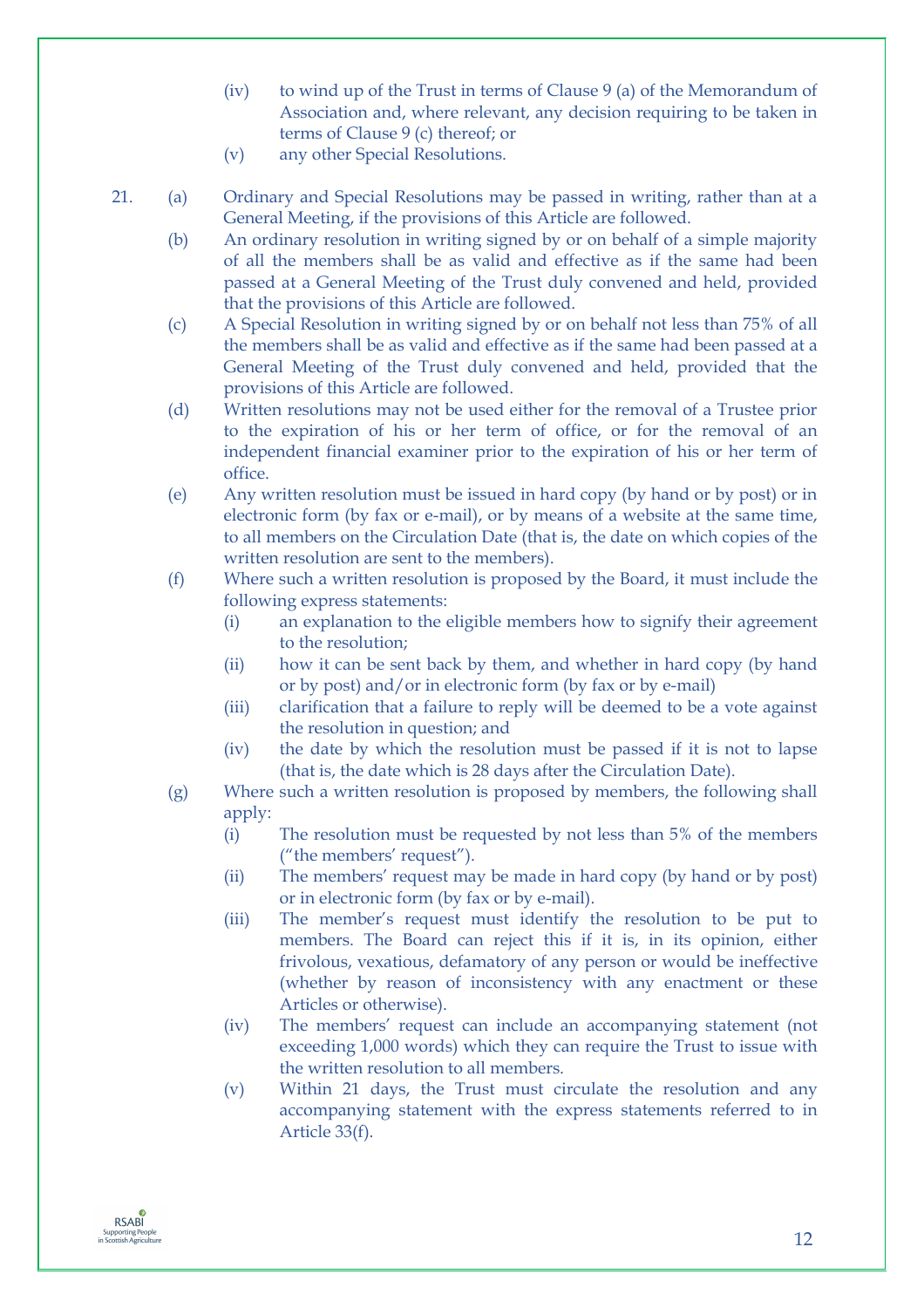(iv) to wind up of the Trust in terms of Clause 9 (a) of the Memorandum of Association and, where relevant, any decision requiring to be taken in terms of Clause 9 (c) thereof; or

(v) any other Special Resolutions.

21. (a) Ordinary and Special Resolutions may be passed in writing, rather than at a General Meeting, if the provisions of this Article are followed.

(b) An ordinary resolution in writing signed by or on behalf of a simple majority of all the members shall be as valid and effective as if the same had been passed at a General Meeting of the Trust duly convened and held, provided that the provisions of this Article are followed.

(c) A Special Resolution in writing signed by or on behalf not less than 75% of all the members shall be as valid and effective as if the same had been passed at a General Meeting of the Trust duly convened and held, provided that the provisions of this Article are followed.

(d) Written resolutions may not be used either for the removal of a Trustee prior to the expiration of his or her term of office, or for the removal of an independent financial examiner prior to the expiration of his or her term of office.

(e) Any written resolution must be issued in hard copy (by hand or by post) or in electronic form (by fax or e-mail), or by means of a website at the same time, to all members on the Circulation Date (that is, the date on which copies of the written resolution are sent to the members).

(f) Where such a written resolution is proposed by the Board, it must include the following express statements:

   (i) an explanation to the eligible members how to signify their agreement to the resolution;

   (ii) how it can be sent back by them, and whether in hard copy (by hand or by post) and/or in electronic form (by fax or by e-mail)

   (iii) clarification that a failure to reply will be deemed to be a vote against the resolution in question; and

   (iv) the date by which the resolution must be passed if it is not to lapse (that is, the date which is 28 days after the Circulation Date).

(g) Where such a written resolution is proposed by members, the following shall apply:

   (i) The resolution must be requested by not less than 5% of the members ("the members' request").

   (ii) The members' request may be made in hard copy (by hand or by post) or in electronic form (by fax or by e-mail).

   (iii) The member's request must identify the resolution to be put to members. The Board can reject this if it is, in its opinion, either frivolous, vexatious, defamatory of any person or would be ineffective (whether by reason of inconsistency with any enactment or these Articles or otherwise).

   (iv) The members' request can include an accompanying statement (not exceeding 1,000 words) which they can require the Trust to issue with the written resolution to all members.

   (v) Within 21 days, the Trust must circulate the resolution and any accompanying statement with the express statements referred to in Article 33(f).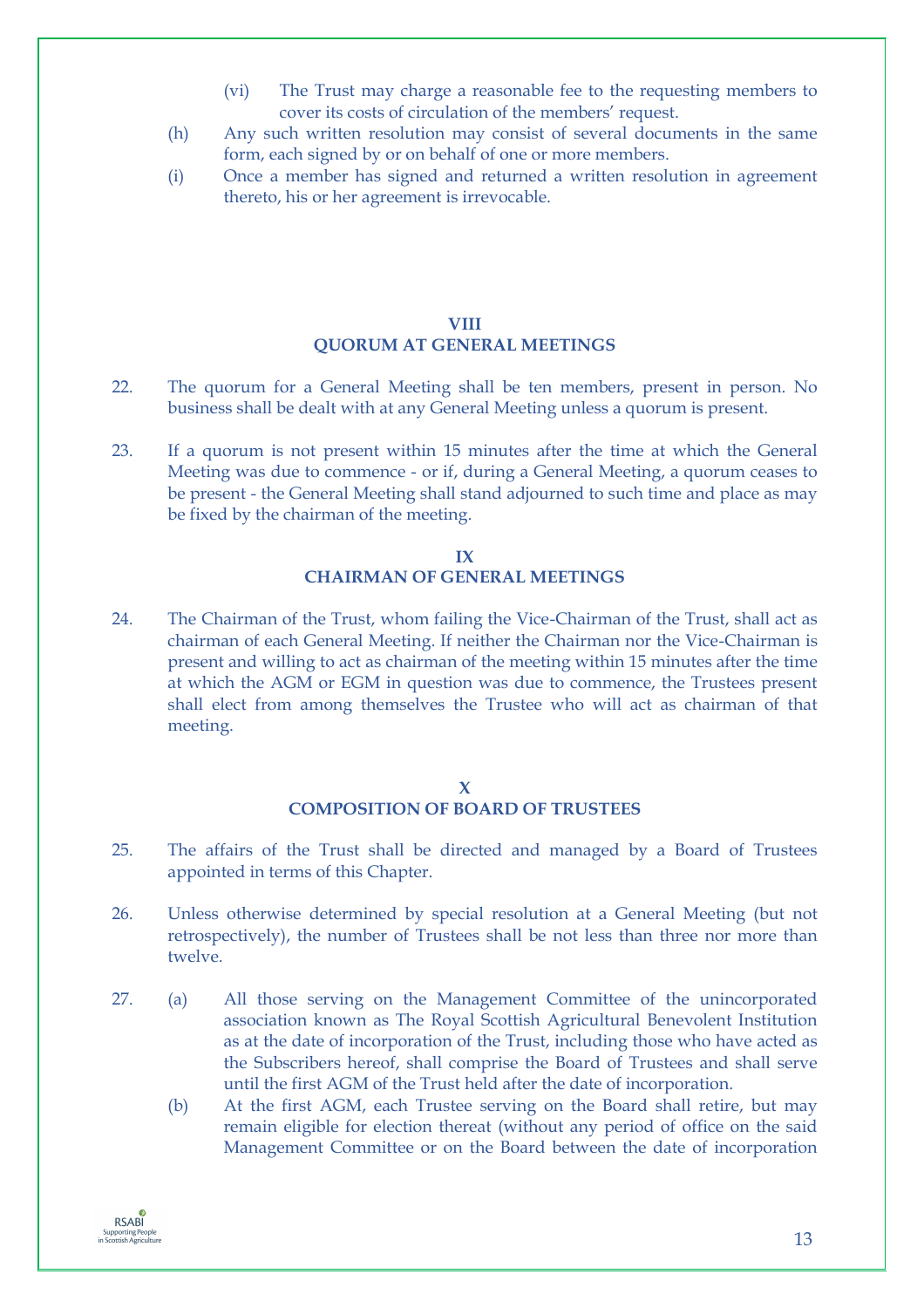(vi) The Trust may charge a reasonable fee to the requesting members to cover its costs of circulation of the members' request.

(h) Any such written resolution may consist of several documents in the same form, each signed by or on behalf of one or more members.

(i) Once a member has signed and returned a written resolution in agreement thereto, his or her agreement is irrevocable.

## VIII
## QUORUM AT GENERAL MEETINGS

22. The quorum for a General Meeting shall be ten members, present in person. No business shall be dealt with at any General Meeting unless a quorum is present.

23. If a quorum is not present within 15 minutes after the time at which the General Meeting was due to commence - or if, during a General Meeting, a quorum ceases to be present - the General Meeting shall stand adjourned to such time and place as may be fixed by the chairman of the meeting.

## IX
## CHAIRMAN OF GENERAL MEETINGS

24. The Chairman of the Trust, whom failing the Vice-Chairman of the Trust, shall act as chairman of each General Meeting. If neither the Chairman nor the Vice-Chairman is present and willing to act as chairman of the meeting within 15 minutes after the time at which the AGM or EGM in question was due to commence, the Trustees present shall elect from among themselves the Trustee who will act as chairman of that meeting.

## X
## COMPOSITION OF BOARD OF TRUSTEES

25. The affairs of the Trust shall be directed and managed by a Board of Trustees appointed in terms of this Chapter.

26. Unless otherwise determined by special resolution at a General Meeting (but not retrospectively), the number of Trustees shall be not less than three nor more than twelve.

27. (a) All those serving on the Management Committee of the unincorporated association known as The Royal Scottish Agricultural Benevolent Institution as at the date of incorporation of the Trust, including those who have acted as the Subscribers hereof, shall comprise the Board of Trustees and shall serve until the first AGM of the Trust held after the date of incorporation.

(b) At the first AGM, each Trustee serving on the Board shall retire, but may remain eligible for election thereat (without any period of office on the said Management Committee or on the Board between the date of incorporation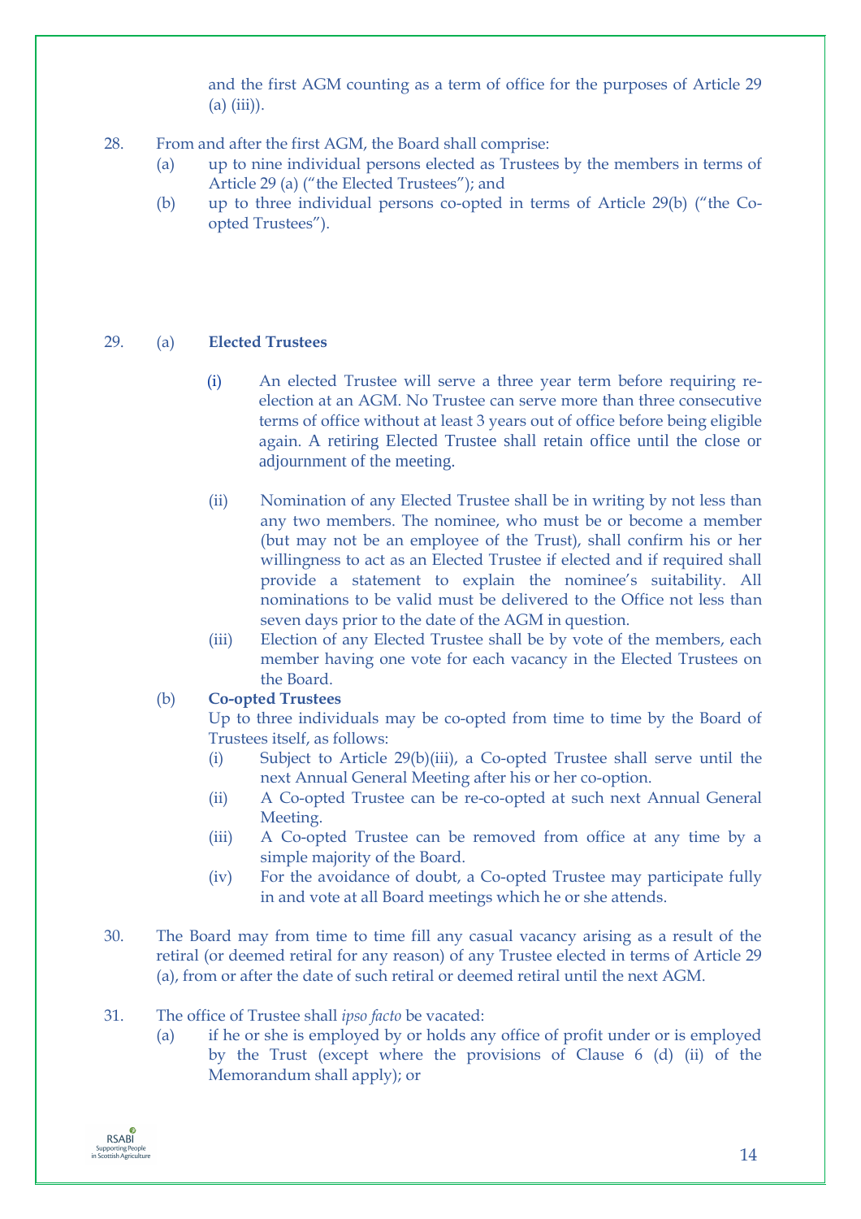and the first AGM counting as a term of office for the purposes of Article 29 (a) (iii)).

28. From and after the first AGM, the Board shall comprise:
    (a) up to nine individual persons elected as Trustees by the members in terms of Article 29 (a) ("the Elected Trustees"); and
    (b) up to three individual persons co-opted in terms of Article 29(b) ("the Co-opted Trustees").

29. (a) **Elected Trustees**

    (i) An elected Trustee will serve a three year term before requiring re-election at an AGM. No Trustee can serve more than three consecutive terms of office without at least 3 years out of office before being eligible again. A retiring Elected Trustee shall retain office until the close or adjournment of the meeting.

    (ii) Nomination of any Elected Trustee shall be in writing by not less than any two members. The nominee, who must be or become a member (but may not be an employee of the Trust), shall confirm his or her willingness to act as an Elected Trustee if elected and if required shall provide a statement to explain the nominee's suitability. All nominations to be valid must be delivered to the Office not less than seven days prior to the date of the AGM in question.

    (iii) Election of any Elected Trustee shall be by vote of the members, each member having one vote for each vacancy in the Elected Trustees on the Board.

    (b) **Co-opted Trustees**
    Up to three individuals may be co-opted from time to time by the Board of Trustees itself, as follows:

    (i) Subject to Article 29(b)(iii), a Co-opted Trustee shall serve until the next Annual General Meeting after his or her co-option.

    (ii) A Co-opted Trustee can be re-co-opted at such next Annual General Meeting.

    (iii) A Co-opted Trustee can be removed from office at any time by a simple majority of the Board.

    (iv) For the avoidance of doubt, a Co-opted Trustee may participate fully in and vote at all Board meetings which he or she attends.

30. The Board may from time to time fill any casual vacancy arising as a result of the retiral (or deemed retiral for any reason) of any Trustee elected in terms of Article 29 (a), from or after the date of such retiral or deemed retiral until the next AGM.

31. The office of Trustee shall *ipso facto* be vacated:
    (a) if he or she is employed by or holds any office of profit under or is employed by the Trust (except where the provisions of Clause 6 (d) (ii) of the Memorandum shall apply); or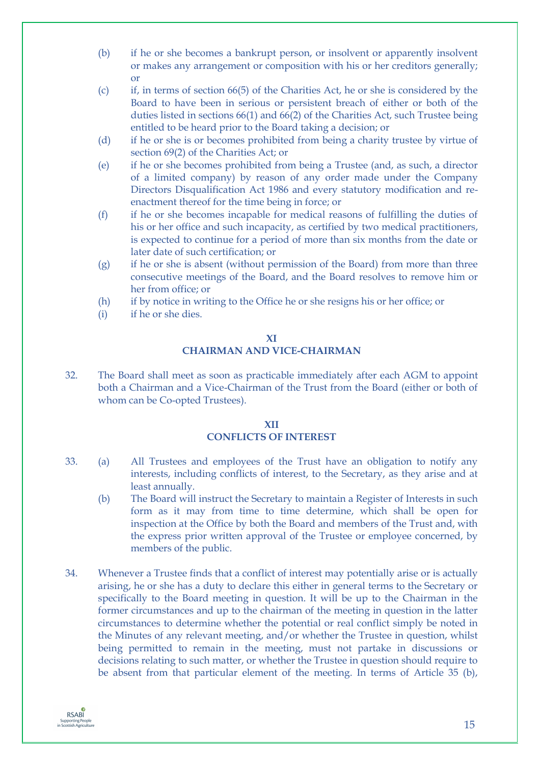(b) if he or she becomes a bankrupt person, or insolvent or apparently insolvent or makes any arrangement or composition with his or her creditors generally; or

(c) if, in terms of section 66(5) of the Charities Act, he or she is considered by the Board to have been in serious or persistent breach of either or both of the duties listed in sections 66(1) and 66(2) of the Charities Act, such Trustee being entitled to be heard prior to the Board taking a decision; or

(d) if he or she is or becomes prohibited from being a charity trustee by virtue of section 69(2) of the Charities Act; or

(e) if he or she becomes prohibited from being a Trustee (and, as such, a director of a limited company) by reason of any order made under the Company Directors Disqualification Act 1986 and every statutory modification and re-enactment thereof for the time being in force; or

(f) if he or she becomes incapable for medical reasons of fulfilling the duties of his or her office and such incapacity, as certified by two medical practitioners, is expected to continue for a period of more than six months from the date or later date of such certification; or

(g) if he or she is absent (without permission of the Board) from more than three consecutive meetings of the Board, and the Board resolves to remove him or her from office; or

(h) if by notice in writing to the Office he or she resigns his or her office; or

(i) if he or she dies.

## XI
## CHAIRMAN AND VICE-CHAIRMAN

32. The Board shall meet as soon as practicable immediately after each AGM to appoint both a Chairman and a Vice-Chairman of the Trust from the Board (either or both of whom can be Co-opted Trustees).

## XII
## CONFLICTS OF INTEREST

33. (a) All Trustees and employees of the Trust have an obligation to notify any interests, including conflicts of interest, to the Secretary, as they arise and at least annually.

    (b) The Board will instruct the Secretary to maintain a Register of Interests in such form as it may from time to time determine, which shall be open for inspection at the Office by both the Board and members of the Trust and, with the express prior written approval of the Trustee or employee concerned, by members of the public.

34. Whenever a Trustee finds that a conflict of interest may potentially arise or is actually arising, he or she has a duty to declare this either in general terms to the Secretary or specifically to the Board meeting in question. It will be up to the Chairman in the former circumstances and up to the chairman of the meeting in question in the latter circumstances to determine whether the potential or real conflict simply be noted in the Minutes of any relevant meeting, and/or whether the Trustee in question, whilst being permitted to remain in the meeting, must not partake in discussions or decisions relating to such matter, or whether the Trustee in question should require to be absent from that particular element of the meeting. In terms of Article 35 (b),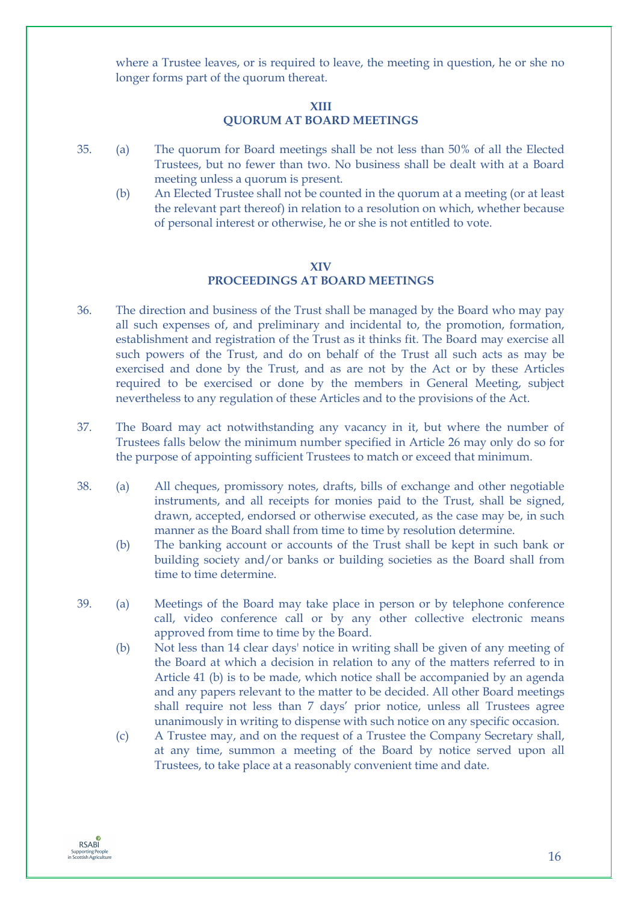where a Trustee leaves, or is required to leave, the meeting in question, he or she no longer forms part of the quorum thereat.

## XIII
## QUORUM AT BOARD MEETINGS

35. (a) The quorum for Board meetings shall be not less than 50% of all the Elected Trustees, but no fewer than two. No business shall be dealt with at a Board meeting unless a quorum is present.

    (b) An Elected Trustee shall not be counted in the quorum at a meeting (or at least the relevant part thereof) in relation to a resolution on which, whether because of personal interest or otherwise, he or she is not entitled to vote.

## XIV
## PROCEEDINGS AT BOARD MEETINGS

36. The direction and business of the Trust shall be managed by the Board who may pay all such expenses of, and preliminary and incidental to, the promotion, formation, establishment and registration of the Trust as it thinks fit. The Board may exercise all such powers of the Trust, and do on behalf of the Trust all such acts as may be exercised and done by the Trust, and as are not by the Act or by these Articles required to be exercised or done by the members in General Meeting, subject nevertheless to any regulation of these Articles and to the provisions of the Act.

37. The Board may act notwithstanding any vacancy in it, but where the number of Trustees falls below the minimum number specified in Article 26 may only do so for the purpose of appointing sufficient Trustees to match or exceed that minimum.

38. (a) All cheques, promissory notes, drafts, bills of exchange and other negotiable instruments, and all receipts for monies paid to the Trust, shall be signed, drawn, accepted, endorsed or otherwise executed, as the case may be, in such manner as the Board shall from time to time by resolution determine.

    (b) The banking account or accounts of the Trust shall be kept in such bank or building society and/or banks or building societies as the Board shall from time to time determine.

39. (a) Meetings of the Board may take place in person or by telephone conference call, video conference call or by any other collective electronic means approved from time to time by the Board.

    (b) Not less than 14 clear days' notice in writing shall be given of any meeting of the Board at which a decision in relation to any of the matters referred to in Article 41 (b) is to be made, which notice shall be accompanied by an agenda and any papers relevant to the matter to be decided. All other Board meetings shall require not less than 7 days' prior notice, unless all Trustees agree unanimously in writing to dispense with such notice on any specific occasion.

    (c) A Trustee may, and on the request of a Trustee the Company Secretary shall, at any time, summon a meeting of the Board by notice served upon all Trustees, to take place at a reasonably convenient time and date.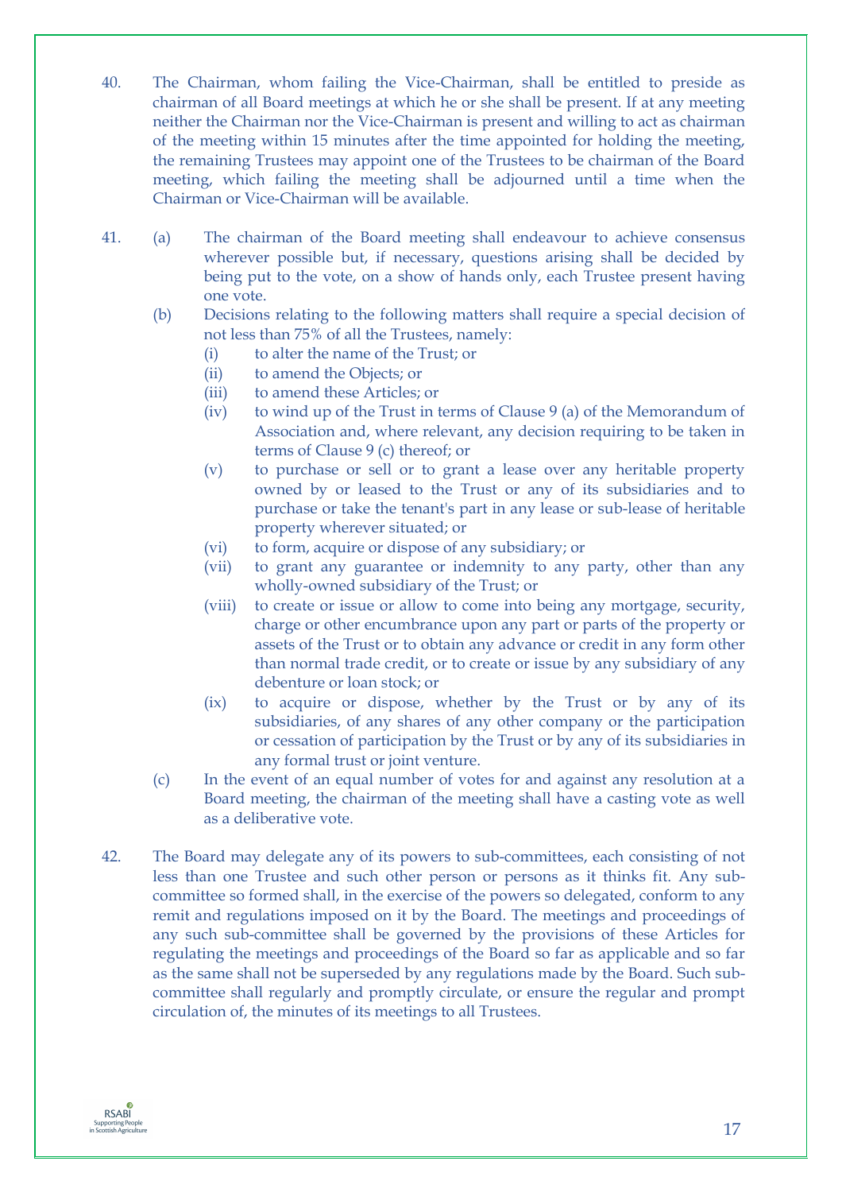40. The Chairman, whom failing the Vice-Chairman, shall be entitled to preside as chairman of all Board meetings at which he or she shall be present. If at any meeting neither the Chairman nor the Vice-Chairman is present and willing to act as chairman of the meeting within 15 minutes after the time appointed for holding the meeting, the remaining Trustees may appoint one of the Trustees to be chairman of the Board meeting, which failing the meeting shall be adjourned until a time when the Chairman or Vice-Chairman will be available.

41. (a) The chairman of the Board meeting shall endeavour to achieve consensus wherever possible but, if necessary, questions arising shall be decided by being put to the vote, on a show of hands only, each Trustee present having one vote.

    (b) Decisions relating to the following matters shall require a special decision of not less than 75% of all the Trustees, namely:

    (i) to alter the name of the Trust; or

    (ii) to amend the Objects; or

    (iii) to amend these Articles; or

    (iv) to wind up of the Trust in terms of Clause 9 (a) of the Memorandum of Association and, where relevant, any decision requiring to be taken in terms of Clause 9 (c) thereof; or

    (v) to purchase or sell or to grant a lease over any heritable property owned by or leased to the Trust or any of its subsidiaries and to purchase or take the tenant's part in any lease or sub-lease of heritable property wherever situated; or

    (vi) to form, acquire or dispose of any subsidiary; or

    (vii) to grant any guarantee or indemnity to any party, other than any wholly-owned subsidiary of the Trust; or

    (viii) to create or issue or allow to come into being any mortgage, security, charge or other encumbrance upon any part or parts of the property or assets of the Trust or to obtain any advance or credit in any form other than normal trade credit, or to create or issue by any subsidiary of any debenture or loan stock; or

    (ix) to acquire or dispose, whether by the Trust or by any of its subsidiaries, of any shares of any other company or the participation or cessation of participation by the Trust or by any of its subsidiaries in any formal trust or joint venture.

    (c) In the event of an equal number of votes for and against any resolution at a Board meeting, the chairman of the meeting shall have a casting vote as well as a deliberative vote.

42. The Board may delegate any of its powers to sub-committees, each consisting of not less than one Trustee and such other person or persons as it thinks fit. Any sub-committee so formed shall, in the exercise of the powers so delegated, conform to any remit and regulations imposed on it by the Board. The meetings and proceedings of any such sub-committee shall be governed by the provisions of these Articles for regulating the meetings and proceedings of the Board so far as applicable and so far as the same shall not be superseded by any regulations made by the Board. Such sub-committee shall regularly and promptly circulate, or ensure the regular and prompt circulation of, the minutes of its meetings to all Trustees.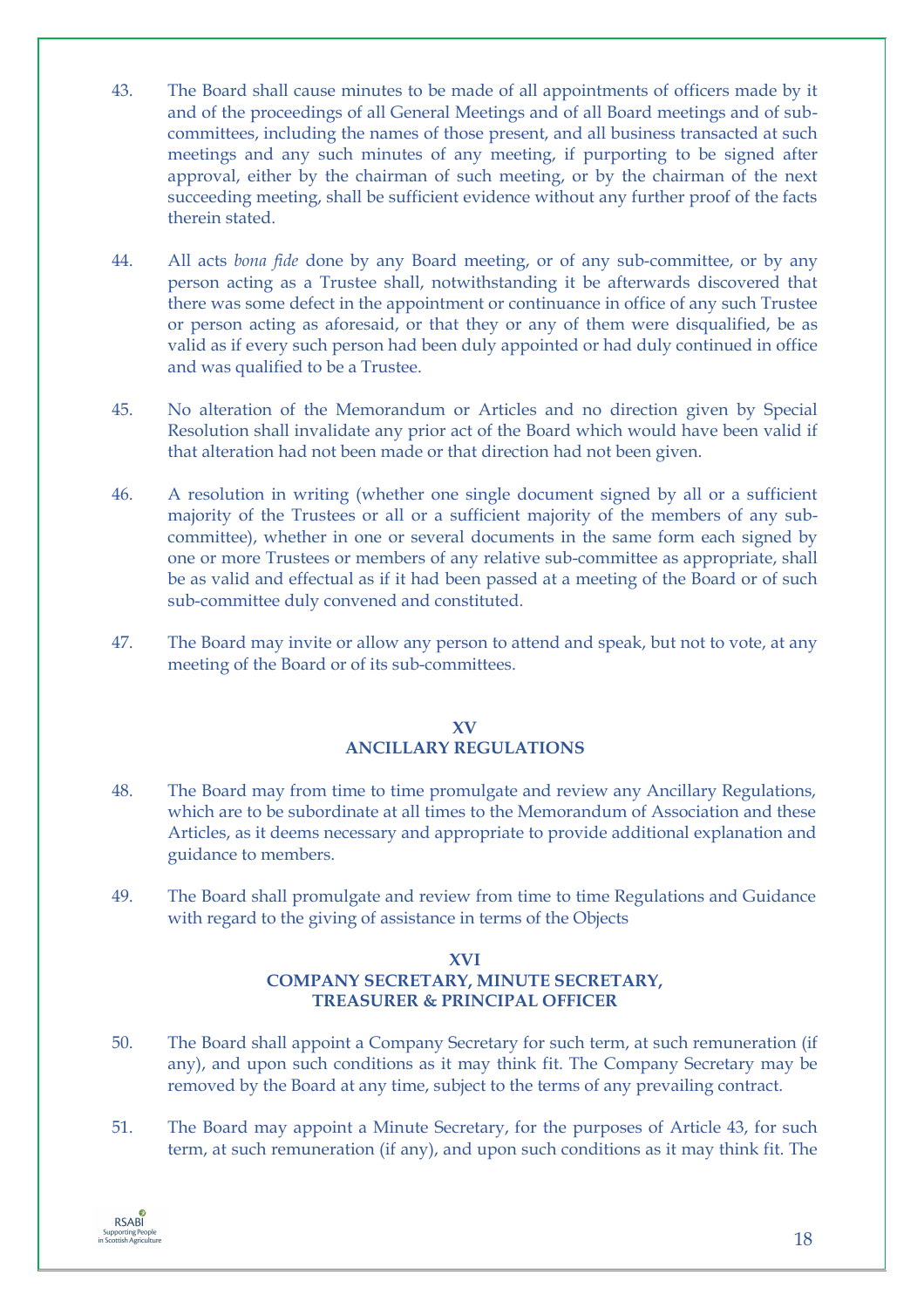43. The Board shall cause minutes to be made of all appointments of officers made by it and of the proceedings of all General Meetings and of all Board meetings and of sub-committees, including the names of those present, and all business transacted at such meetings and any such minutes of any meeting, if purporting to be signed after approval, either by the chairman of such meeting, or by the chairman of the next succeeding meeting, shall be sufficient evidence without any further proof of the facts therein stated.

44. All acts *bona fide* done by any Board meeting, or of any sub-committee, or by any person acting as a Trustee shall, notwithstanding it be afterwards discovered that there was some defect in the appointment or continuance in office of any such Trustee or person acting as aforesaid, or that they or any of them were disqualified, be as valid as if every such person had been duly appointed or had duly continued in office and was qualified to be a Trustee.

45. No alteration of the Memorandum or Articles and no direction given by Special Resolution shall invalidate any prior act of the Board which would have been valid if that alteration had not been made or that direction had not been given.

46. A resolution in writing (whether one single document signed by all or a sufficient majority of the Trustees or all or a sufficient majority of the members of any sub-committee), whether in one or several documents in the same form each signed by one or more Trustees or members of any relative sub-committee as appropriate, shall be as valid and effectual as if it had been passed at a meeting of the Board or of such sub-committee duly convened and constituted.

47. The Board may invite or allow any person to attend and speak, but not to vote, at any meeting of the Board or of its sub-committees.

## XV
## ANCILLARY REGULATIONS

48. The Board may from time to time promulgate and review any Ancillary Regulations, which are to be subordinate at all times to the Memorandum of Association and these Articles, as it deems necessary and appropriate to provide additional explanation and guidance to members.

49. The Board shall promulgate and review from time to time Regulations and Guidance with regard to the giving of assistance in terms of the Objects

## XVI
## COMPANY SECRETARY, MINUTE SECRETARY, TREASURER & PRINCIPAL OFFICER

50. The Board shall appoint a Company Secretary for such term, at such remuneration (if any), and upon such conditions as it may think fit. The Company Secretary may be removed by the Board at any time, subject to the terms of any prevailing contract.

51. The Board may appoint a Minute Secretary, for the purposes of Article 43, for such term, at such remuneration (if any), and upon such conditions as it may think fit. The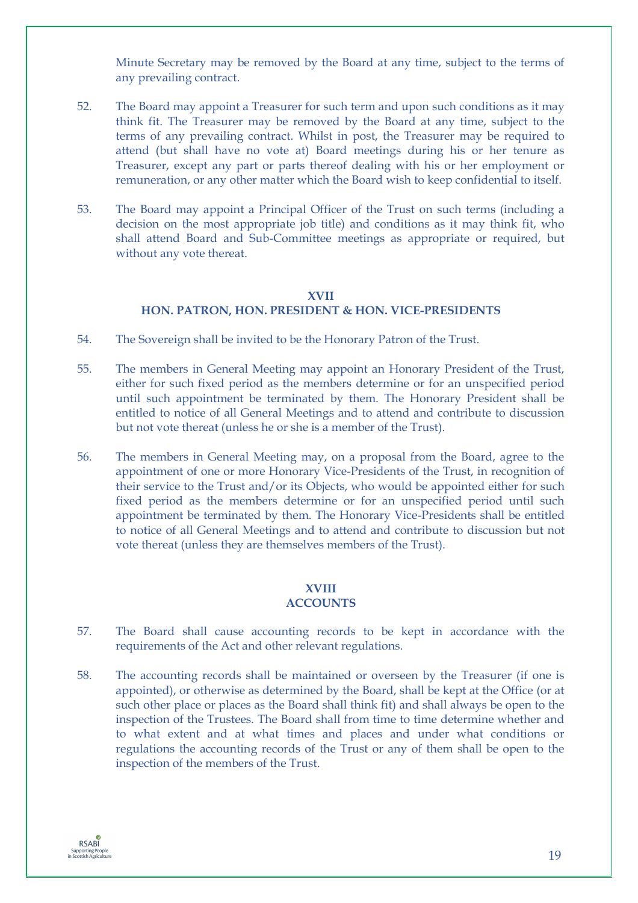Minute Secretary may be removed by the Board at any time, subject to the terms of any prevailing contract.

52. The Board may appoint a Treasurer for such term and upon such conditions as it may think fit. The Treasurer may be removed by the Board at any time, subject to the terms of any prevailing contract. Whilst in post, the Treasurer may be required to attend (but shall have no vote at) Board meetings during his or her tenure as Treasurer, except any part or parts thereof dealing with his or her employment or remuneration, or any other matter which the Board wish to keep confidential to itself.

53. The Board may appoint a Principal Officer of the Trust on such terms (including a decision on the most appropriate job title) and conditions as it may think fit, who shall attend Board and Sub-Committee meetings as appropriate or required, but without any vote thereat.

## XVII
## HON. PATRON, HON. PRESIDENT & HON. VICE-PRESIDENTS

54. The Sovereign shall be invited to be the Honorary Patron of the Trust.

55. The members in General Meeting may appoint an Honorary President of the Trust, either for such fixed period as the members determine or for an unspecified period until such appointment be terminated by them. The Honorary President shall be entitled to notice of all General Meetings and to attend and contribute to discussion but not vote thereat (unless he or she is a member of the Trust).

56. The members in General Meeting may, on a proposal from the Board, agree to the appointment of one or more Honorary Vice-Presidents of the Trust, in recognition of their service to the Trust and/or its Objects, who would be appointed either for such fixed period as the members determine or for an unspecified period until such appointment be terminated by them. The Honorary Vice-Presidents shall be entitled to notice of all General Meetings and to attend and contribute to discussion but not vote thereat (unless they are themselves members of the Trust).

## XVIII
## ACCOUNTS

57. The Board shall cause accounting records to be kept in accordance with the requirements of the Act and other relevant regulations.

58. The accounting records shall be maintained or overseen by the Treasurer (if one is appointed), or otherwise as determined by the Board, shall be kept at the Office (or at such other place or places as the Board shall think fit) and shall always be open to the inspection of the Trustees. The Board shall from time to time determine whether and to what extent and at what times and places and under what conditions or regulations the accounting records of the Trust or any of them shall be open to the inspection of the members of the Trust.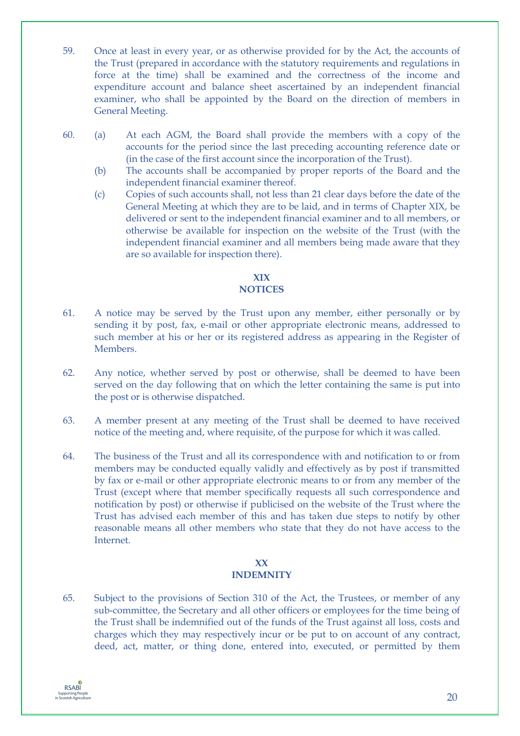59. Once at least in every year, or as otherwise provided for by the Act, the accounts of the Trust (prepared in accordance with the statutory requirements and regulations in force at the time) shall be examined and the correctness of the income and expenditure account and balance sheet ascertained by an independent financial examiner, who shall be appointed by the Board on the direction of members in General Meeting.

60. (a) At each AGM, the Board shall provide the members with a copy of the accounts for the period since the last preceding accounting reference date or (in the case of the first account since the incorporation of the Trust).
    (b) The accounts shall be accompanied by proper reports of the Board and the independent financial examiner thereof.
    (c) Copies of such accounts shall, not less than 21 clear days before the date of the General Meeting at which they are to be laid, and in terms of Chapter XIX, be delivered or sent to the independent financial examiner and to all members, or otherwise be available for inspection on the website of the Trust (with the independent financial examiner and all members being made aware that they are so available for inspection there).

## XIX
## NOTICES

61. A notice may be served by the Trust upon any member, either personally or by sending it by post, fax, e-mail or other appropriate electronic means, addressed to such member at his or her or its registered address as appearing in the Register of Members.

62. Any notice, whether served by post or otherwise, shall be deemed to have been served on the day following that on which the letter containing the same is put into the post or is otherwise dispatched.

63. A member present at any meeting of the Trust shall be deemed to have received notice of the meeting and, where requisite, of the purpose for which it was called.

64. The business of the Trust and all its correspondence with and notification to or from members may be conducted equally validly and effectively as by post if transmitted by fax or e-mail or other appropriate electronic means to or from any member of the Trust (except where that member specifically requests all such correspondence and notification by post) or otherwise if publicised on the website of the Trust where the Trust has advised each member of this and has taken due steps to notify by other reasonable means all other members who state that they do not have access to the Internet.

## XX
## INDEMNITY

65. Subject to the provisions of Section 310 of the Act, the Trustees, or member of any sub-committee, the Secretary and all other officers or employees for the time being of the Trust shall be indemnified out of the funds of the Trust against all loss, costs and charges which they may respectively incur or be put to on account of any contract, deed, act, matter, or thing done, entered into, executed, or permitted by them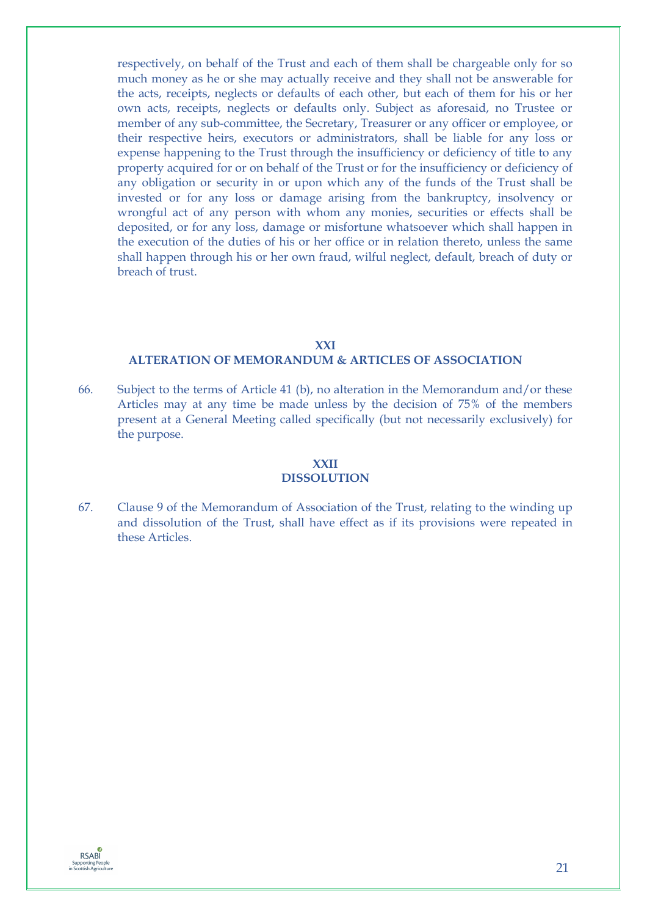respectively, on behalf of the Trust and each of them shall be chargeable only for so much money as he or she may actually receive and they shall not be answerable for the acts, receipts, neglects or defaults of each other, but each of them for his or her own acts, receipts, neglects or defaults only. Subject as aforesaid, no Trustee or member of any sub-committee, the Secretary, Treasurer or any officer or employee, or their respective heirs, executors or administrators, shall be liable for any loss or expense happening to the Trust through the insufficiency or deficiency of title to any property acquired for or on behalf of the Trust or for the insufficiency or deficiency of any obligation or security in or upon which any of the funds of the Trust shall be invested or for any loss or damage arising from the bankruptcy, insolvency or wrongful act of any person with whom any monies, securities or effects shall be deposited, or for any loss, damage or misfortune whatsoever which shall happen in the execution of the duties of his or her office or in relation thereto, unless the same shall happen through his or her own fraud, wilful neglect, default, breach of duty or breach of trust.

## XXI
## ALTERATION OF MEMORANDUM & ARTICLES OF ASSOCIATION

66. Subject to the terms of Article 41 (b), no alteration in the Memorandum and/or these Articles may at any time be made unless by the decision of 75% of the members present at a General Meeting called specifically (but not necessarily exclusively) for the purpose.

## XXII
## DISSOLUTION

67. Clause 9 of the Memorandum of Association of the Trust, relating to the winding up and dissolution of the Trust, shall have effect as if its provisions were repeated in these Articles.